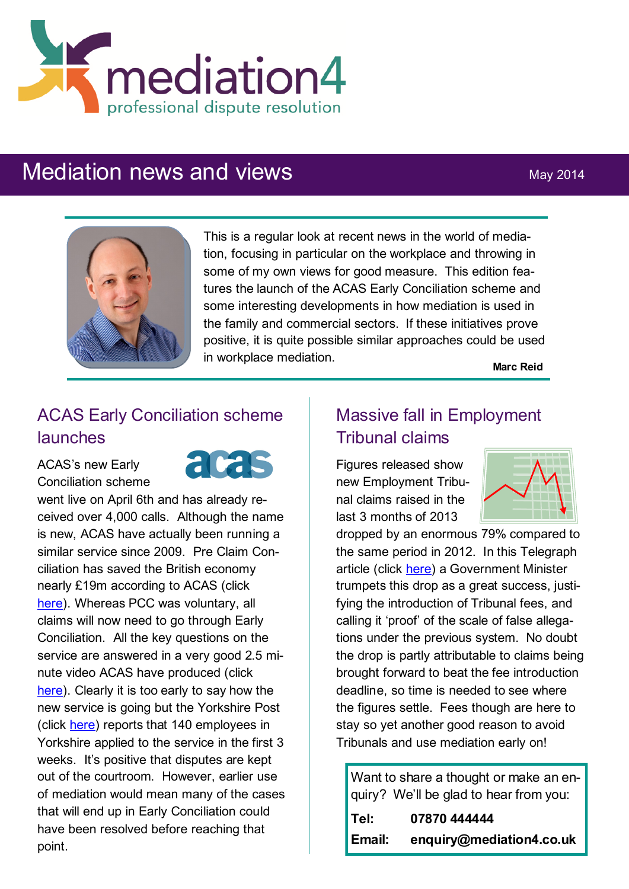# mediation4

professional dispute resolution

## Mediation news and views

May 2014

This is a regular look at recent news in the world of mediation, focusing in particular on the workplace and throwing in some of my own views for good measure. This edition features the launch of the ACAS Early Conciliation scheme and some interesting developments in how mediation is used in the family and commercial sectors. If these initiatives prove positive, it is quite possible similar approaches could be used in workplace mediation.

**Marc Reid**

### ACAS Early Conciliation scheme launches

ACAS's new Early Conciliation scheme went live on April 6th and has already received over 4,000 calls. Although the name is new, ACAS have actually been running a similar service since 2009. Pre Claim Conciliation has saved the British economy nearly £19m according to ACAS (click here). Whereas PCC was voluntary, all claims will now need to go through Early Conciliation. All the key questions on the service are answered in a very good 2.5 minute video ACAS have produced (click here). Clearly it is too early to say how the new service is going but the Yorkshire Post (click here) reports that 140 employees in Yorkshire applied to the service in the first 3 weeks. It's positive that disputes are kept out of the courtroom. However, earlier use of mediation would mean many of the cases that will end up in Early Conciliation could have been resolved before reaching that point.

### Massive fall in Employment Tribunal claims

Figures released show new Employment Tribunal claims raised in the last 3 months of 2013 dropped by an enormous 79% compared to the same period in 2012. In this Telegraph article (click here) a Government Minister trumpets this drop as a great success, justifying the introduction of Tribunal fees, and calling it 'proof' of the scale of false allegations under the previous system. No doubt the drop is partly attributable to claims being brought forward to beat the fee introduction deadline, so time is needed to see where the figures settle. Fees though are here to stay so yet another good reason to avoid Tribunals and use mediation early on!

Want to share a thought or make an enquiry? We'll be glad to hear from you:

**Tel:** **07870 444444**

**Email:** **enquiry@mediation4.co.uk**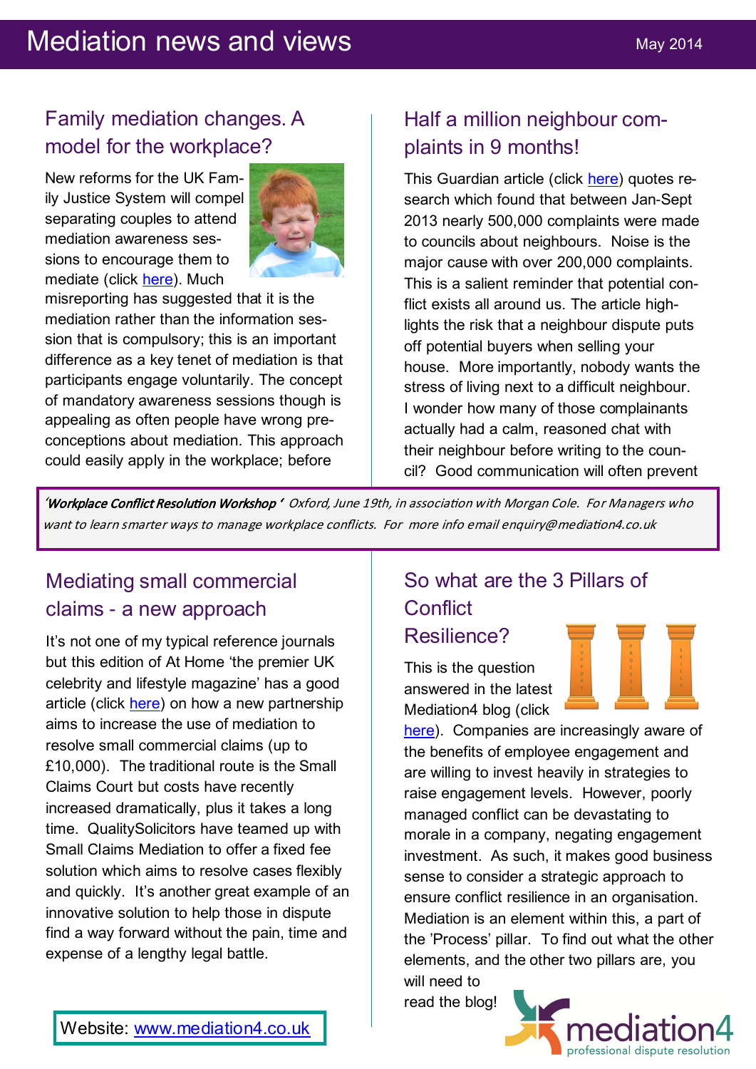# Mediation news and views

May 2014

## Family mediation changes. A model for the workplace?

New reforms for the UK Family Justice System will compel separating couples to attend mediation awareness sessions to encourage them to mediate (click here). Much misreporting has suggested that it is the mediation rather than the information session that is compulsory; this is an important difference as a key tenet of mediation is that participants engage voluntarily. The concept of mandatory awareness sessions though is appealing as often people have wrong preconceptions about mediation. This approach could easily apply in the workplace; before

## Half a million neighbour complaints in 9 months!

This Guardian article (click here) quotes research which found that between Jan-Sept 2013 nearly 500,000 complaints were made to councils about neighbours. Noise is the major cause with over 200,000 complaints. This is a salient reminder that potential conflict exists all around us. The article highlights the risk that a neighbour dispute puts off potential buyers when selling your house. More importantly, nobody wants the stress of living next to a difficult neighbour. I wonder how many of those complainants actually had a calm, reasoned chat with their neighbour before writing to the council? Good communication will often prevent

*'**Workplace Conflict Resolution Workshop**' Oxford, June 19th, in association with Morgan Cole. For Managers who want to learn smarter ways to manage workplace conflicts. For more info email enquiry@mediation4.co.uk*

## Mediating small commercial claims - a new approach

It's not one of my typical reference journals but this edition of At Home 'the premier UK celebrity and lifestyle magazine' has a good article (click here) on how a new partnership aims to increase the use of mediation to resolve small commercial claims (up to £10,000). The traditional route is the Small Claims Court but costs have recently increased dramatically, plus it takes a long time. QualitySolicitors have teamed up with Small Claims Mediation to offer a fixed fee solution which aims to resolve cases flexibly and quickly. It's another great example of an innovative solution to help those in dispute find a way forward without the pain, time and expense of a lengthy legal battle.

## So what are the 3 Pillars of Conflict Resilience?

This is the question answered in the latest Mediation4 blog (click here). Companies are increasingly aware of the benefits of employee engagement and are willing to invest heavily in strategies to raise engagement levels. However, poorly managed conflict can be devastating to morale in a company, negating engagement investment. As such, it makes good business sense to consider a strategic approach to ensure conflict resilience in an organisation. Mediation is an element within this, a part of the 'Process' pillar. To find out what the other elements, and the other two pillars are, you will need to read the blog!

Website: www.mediation4.co.uk

mediation4 professional dispute resolution